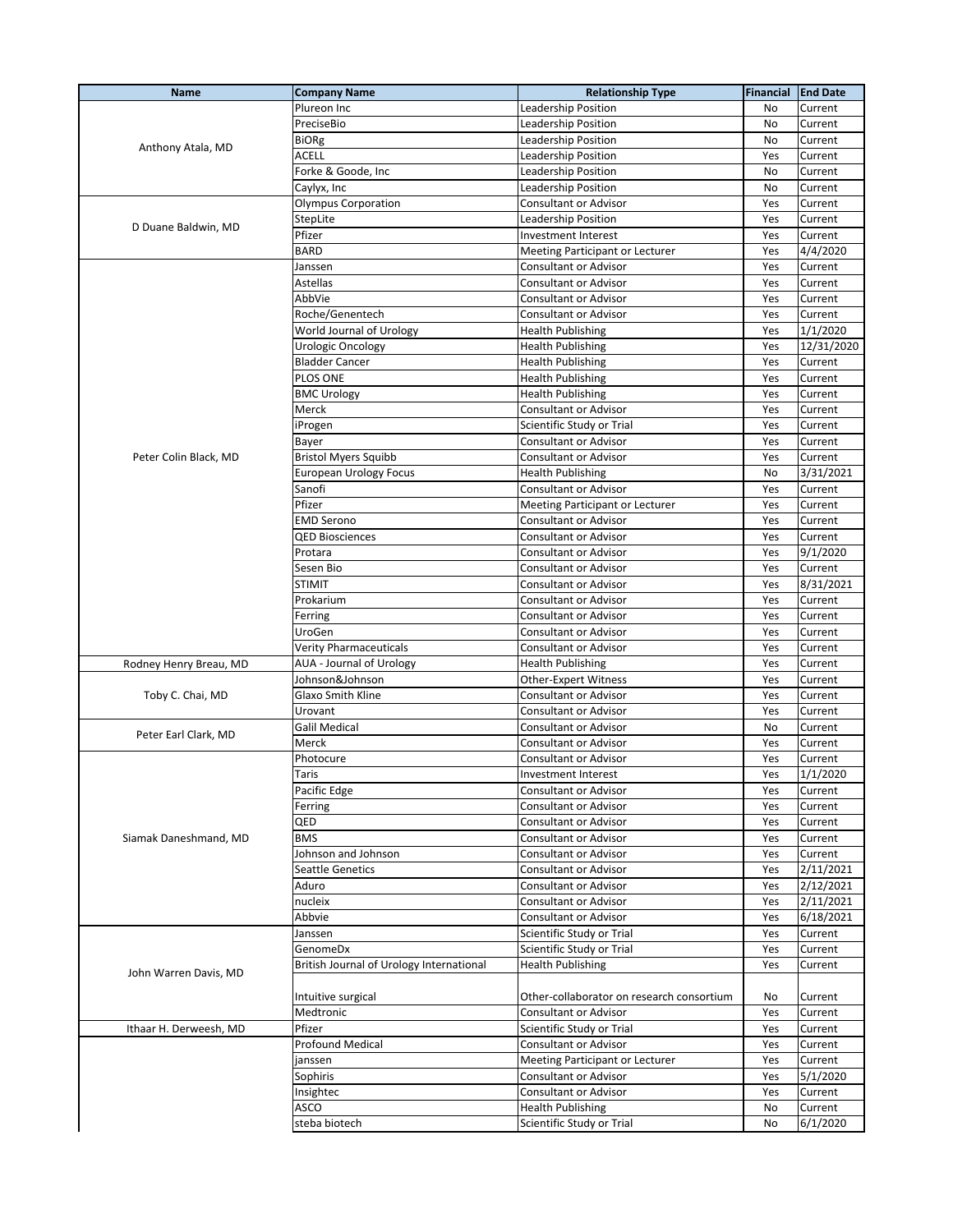| Name | Company Name | Relationship Type | Financial | End Date |
|---|---|---|---|---|
| Anthony Atala, MD | Plureon Inc | Leadership Position | No | Current |
| | PreciseBio | Leadership Position | No | Current |
| | BiORg | Leadership Position | No | Current |
| | ACELL | Leadership Position | Yes | Current |
| | Forke & Goode, Inc | Leadership Position | No | Current |
| | Caylyx, Inc | Leadership Position | No | Current |
| D Duane Baldwin, MD | Olympus Corporation | Consultant or Advisor | Yes | Current |
| | StepLite | Leadership Position | Yes | Current |
| | Pfizer | Investment Interest | Yes | Current |
| | BARD | Meeting Participant or Lecturer | Yes | 4/4/2020 |
| Peter Colin Black, MD | Janssen | Consultant or Advisor | Yes | Current |
| | Astellas | Consultant or Advisor | Yes | Current |
| | AbbVie | Consultant or Advisor | Yes | Current |
| | Roche/Genentech | Consultant or Advisor | Yes | Current |
| | World Journal of Urology | Health Publishing | Yes | 1/1/2020 |
| | Urologic Oncology | Health Publishing | Yes | 12/31/2020 |
| | Bladder Cancer | Health Publishing | Yes | Current |
| | PLOS ONE | Health Publishing | Yes | Current |
| | BMC Urology | Health Publishing | Yes | Current |
| | Merck | Consultant or Advisor | Yes | Current |
| | iProgen | Scientific Study or Trial | Yes | Current |
| | Bayer | Consultant or Advisor | Yes | Current |
| | Bristol Myers Squibb | Consultant or Advisor | Yes | Current |
| | European Urology Focus | Health Publishing | No | 3/31/2021 |
| | Sanofi | Consultant or Advisor | Yes | Current |
| | Pfizer | Meeting Participant or Lecturer | Yes | Current |
| | EMD Serono | Consultant or Advisor | Yes | Current |
| | QED Biosciences | Consultant or Advisor | Yes | Current |
| | Protara | Consultant or Advisor | Yes | 9/1/2020 |
| | Sesen Bio | Consultant or Advisor | Yes | Current |
| | STIMIT | Consultant or Advisor | Yes | 8/31/2021 |
| | Prokarium | Consultant or Advisor | Yes | Current |
| | Ferring | Consultant or Advisor | Yes | Current |
| | UroGen | Consultant or Advisor | Yes | Current |
| | Verity Pharmaceuticals | Consultant or Advisor | Yes | Current |
| Rodney Henry Breau, MD | AUA - Journal of Urology | Health Publishing | Yes | Current |
| Toby C. Chai, MD | Johnson&Johnson | Other-Expert Witness | Yes | Current |
| | Glaxo Smith Kline | Consultant or Advisor | Yes | Current |
| | Urovant | Consultant or Advisor | Yes | Current |
| Peter Earl Clark, MD | Galil Medical | Consultant or Advisor | No | Current |
| | Merck | Consultant or Advisor | Yes | Current |
| Siamak Daneshmand, MD | Photocure | Consultant or Advisor | Yes | Current |
| | Taris | Investment Interest | Yes | 1/1/2020 |
| | Pacific Edge | Consultant or Advisor | Yes | Current |
| | Ferring | Consultant or Advisor | Yes | Current |
| | QED | Consultant or Advisor | Yes | Current |
| | BMS | Consultant or Advisor | Yes | Current |
| | Johnson and Johnson | Consultant or Advisor | Yes | Current |
| | Seattle Genetics | Consultant or Advisor | Yes | 2/11/2021 |
| | Aduro | Consultant or Advisor | Yes | 2/12/2021 |
| | nucleix | Consultant or Advisor | Yes | 2/11/2021 |
| | Abbvie | Consultant or Advisor | Yes | 6/18/2021 |
| John Warren Davis, MD | Janssen | Scientific Study or Trial | Yes | Current |
| | GenomeDx | Scientific Study or Trial | Yes | Current |
| | British Journal of Urology International | Health Publishing | Yes | Current |
| | Intuitive surgical | Other-collaborator on research consortium | No | Current |
| | Medtronic | Consultant or Advisor | Yes | Current |
| Ithaar H. Derweesh, MD | Pfizer | Scientific Study or Trial | Yes | Current |
| | Profound Medical | Consultant or Advisor | Yes | Current |
| | janssen | Meeting Participant or Lecturer | Yes | Current |
| | Sophiris | Consultant or Advisor | Yes | 5/1/2020 |
| | Insightec | Consultant or Advisor | Yes | Current |
| | ASCO | Health Publishing | No | Current |
| | steba biotech | Scientific Study or Trial | No | 6/1/2020 |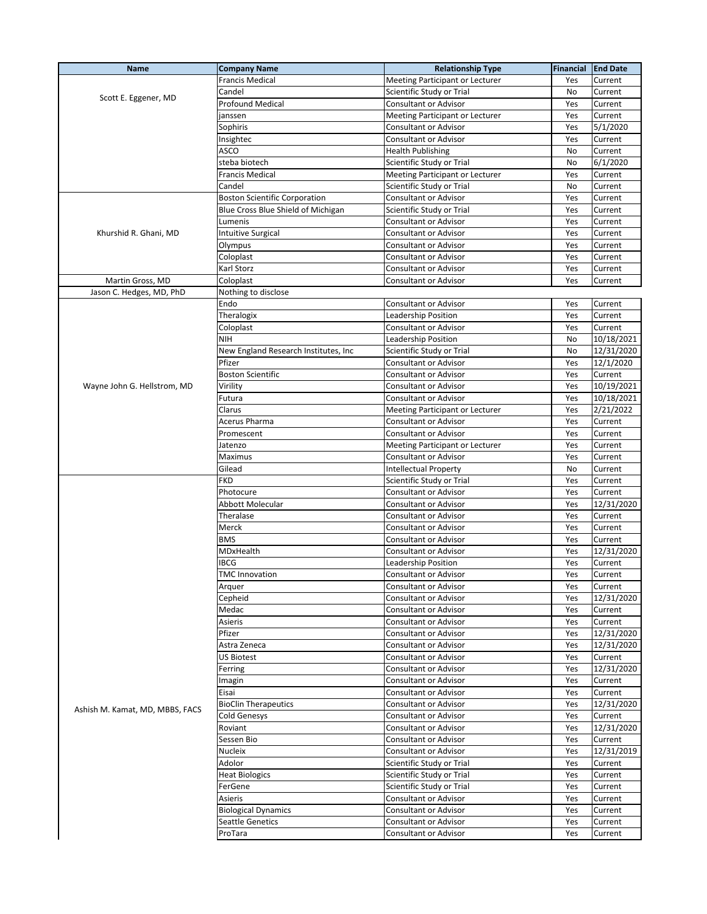| Name | Company Name | Relationship Type | Financial | End Date |
|---|---|---|---|---|
| Scott E. Eggener, MD | Francis Medical | Meeting Participant or Lecturer | Yes | Current |
| | Candel | Scientific Study or Trial | No | Current |
| | Profound Medical | Consultant or Advisor | Yes | Current |
| | janssen | Meeting Participant or Lecturer | Yes | Current |
| | Sophiris | Consultant or Advisor | Yes | 5/1/2020 |
| | Insightec | Consultant or Advisor | Yes | Current |
| | ASCO | Health Publishing | No | Current |
| | steba biotech | Scientific Study or Trial | No | 6/1/2020 |
| | Francis Medical | Meeting Participant or Lecturer | Yes | Current |
| | Candel | Scientific Study or Trial | No | Current |
| Khurshid R. Ghani, MD | Boston Scientific Corporation | Consultant or Advisor | Yes | Current |
| | Blue Cross Blue Shield of Michigan | Scientific Study or Trial | Yes | Current |
| | Lumenis | Consultant or Advisor | Yes | Current |
| | Intuitive Surgical | Consultant or Advisor | Yes | Current |
| | Olympus | Consultant or Advisor | Yes | Current |
| | Coloplast | Consultant or Advisor | Yes | Current |
| | Karl Storz | Consultant or Advisor | Yes | Current |
| Martin Gross, MD | Coloplast | Consultant or Advisor | Yes | Current |
| Jason C. Hedges, MD, PhD | Nothing to disclose | | | |
| Wayne John G. Hellstrom, MD | Endo | Consultant or Advisor | Yes | Current |
| | Theralogix | Leadership Position | Yes | Current |
| | Coloplast | Consultant or Advisor | Yes | Current |
| | NIH | Leadership Position | No | 10/18/2021 |
| | New England Research Institutes, Inc | Scientific Study or Trial | No | 12/31/2020 |
| | Pfizer | Consultant or Advisor | Yes | 12/1/2020 |
| | Boston Scientific | Consultant or Advisor | Yes | Current |
| | Virility | Consultant or Advisor | Yes | 10/19/2021 |
| | Futura | Consultant or Advisor | Yes | 10/18/2021 |
| | Clarus | Meeting Participant or Lecturer | Yes | 2/21/2022 |
| | Acerus Pharma | Consultant or Advisor | Yes | Current |
| | Promescent | Consultant or Advisor | Yes | Current |
| | Jatenzo | Meeting Participant or Lecturer | Yes | Current |
| | Maximus | Consultant or Advisor | Yes | Current |
| | Gilead | Intellectual Property | No | Current |
| Ashish M. Kamat, MD, MBBS, FACS | FKD | Scientific Study or Trial | Yes | Current |
| | Photocure | Consultant or Advisor | Yes | Current |
| | Abbott Molecular | Consultant or Advisor | Yes | 12/31/2020 |
| | Theralase | Consultant or Advisor | Yes | Current |
| | Merck | Consultant or Advisor | Yes | Current |
| | BMS | Consultant or Advisor | Yes | Current |
| | MDxHealth | Consultant or Advisor | Yes | 12/31/2020 |
| | IBCG | Leadership Position | Yes | Current |
| | TMC Innovation | Consultant or Advisor | Yes | Current |
| | Arquer | Consultant or Advisor | Yes | Current |
| | Cepheid | Consultant or Advisor | Yes | 12/31/2020 |
| | Medac | Consultant or Advisor | Yes | Current |
| | Asieris | Consultant or Advisor | Yes | Current |
| | Pfizer | Consultant or Advisor | Yes | 12/31/2020 |
| | Astra Zeneca | Consultant or Advisor | Yes | 12/31/2020 |
| | US Biotest | Consultant or Advisor | Yes | Current |
| | Ferring | Consultant or Advisor | Yes | 12/31/2020 |
| | Imagin | Consultant or Advisor | Yes | Current |
| | Eisai | Consultant or Advisor | Yes | Current |
| | BioClin Therapeutics | Consultant or Advisor | Yes | 12/31/2020 |
| | Cold Genesys | Consultant or Advisor | Yes | Current |
| | Roviant | Consultant or Advisor | Yes | 12/31/2020 |
| | Sessen Bio | Consultant or Advisor | Yes | Current |
| | Nucleix | Consultant or Advisor | Yes | 12/31/2019 |
| | Adolor | Scientific Study or Trial | Yes | Current |
| | Heat Biologics | Scientific Study or Trial | Yes | Current |
| | FerGene | Scientific Study or Trial | Yes | Current |
| | Asieris | Consultant or Advisor | Yes | Current |
| | Biological Dynamics | Consultant or Advisor | Yes | Current |
| | Seattle Genetics | Consultant or Advisor | Yes | Current |
| | ProTara | Consultant or Advisor | Yes | Current |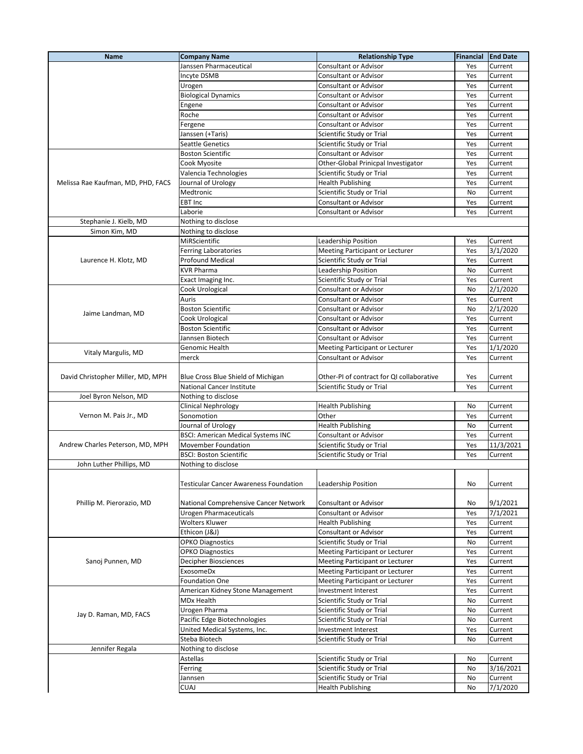| Name | Company Name | Relationship Type | Financial | End Date |
|---|---|---|---|---|
| | Janssen Pharmaceutical | Consultant or Advisor | Yes | Current |
| | Incyte DSMB | Consultant or Advisor | Yes | Current |
| | Urogen | Consultant or Advisor | Yes | Current |
| | Biological Dynamics | Consultant or Advisor | Yes | Current |
| | Engene | Consultant or Advisor | Yes | Current |
| | Roche | Consultant or Advisor | Yes | Current |
| | Fergene | Consultant or Advisor | Yes | Current |
| | Janssen (+Taris) | Scientific Study or Trial | Yes | Current |
| | Seattle Genetics | Scientific Study or Trial | Yes | Current |
| Melissa Rae Kaufman, MD, PHD, FACS | Boston Scientific | Consultant or Advisor | Yes | Current |
| | Cook Myosite | Other-Global Prinicpal Investigator | Yes | Current |
| | Valencia Technologies | Scientific Study or Trial | Yes | Current |
| | Journal of Urology | Health Publishing | Yes | Current |
| | Medtronic | Scientific Study or Trial | No | Current |
| | EBT Inc | Consultant or Advisor | Yes | Current |
| | Laborie | Consultant or Advisor | Yes | Current |
| Stephanie J. Kielb, MD | Nothing to disclose | | | |
| Simon Kim, MD | Nothing to disclose | | | |
| Laurence H. Klotz, MD | MiRScientific | Leadership Position | Yes | Current |
| | Ferring Laboratories | Meeting Participant or Lecturer | Yes | 3/1/2020 |
| | Profound Medical | Scientific Study or Trial | Yes | Current |
| | KVR Pharma | Leadership Position | No | Current |
| | Exact Imaging Inc. | Scientific Study or Trial | Yes | Current |
| Jaime Landman, MD | Cook Urological | Consultant or Advisor | No | 2/1/2020 |
| | Auris | Consultant or Advisor | Yes | Current |
| | Boston Scientific | Consultant or Advisor | No | 2/1/2020 |
| | Cook Urological | Consultant or Advisor | Yes | Current |
| | Boston Scientific | Consultant or Advisor | Yes | Current |
| | Jannsen Biotech | Consultant or Advisor | Yes | Current |
| Vitaly Margulis, MD | Genomic Health | Meeting Participant or Lecturer | Yes | 1/1/2020 |
| | merck | Consultant or Advisor | Yes | Current |
| David Christopher Miller, MD, MPH | Blue Cross Blue Shield of Michigan | Other-PI of contract for QI collaborative | Yes | Current |
| | National Cancer Institute | Scientific Study or Trial | Yes | Current |
| Joel Byron Nelson, MD | Nothing to disclose | | | |
| Vernon M. Pais Jr., MD | Clinical Nephrology | Health Publishing | No | Current |
| | Sonomotion | Other | Yes | Current |
| | Journal of Urology | Health Publishing | No | Current |
| Andrew Charles Peterson, MD, MPH | BSCI: American Medical Systems INC | Consultant or Advisor | Yes | Current |
| | Movember Foundation | Scientific Study or Trial | Yes | 11/3/2021 |
| | BSCI: Boston Scientific | Scientific Study or Trial | Yes | Current |
| John Luther Phillips, MD | Nothing to disclose | | | |
| Phillip M. Pierorazio, MD | Testicular Cancer Awareness Foundation | Leadership Position | No | Current |
| | National Comprehensive Cancer Network | Consultant or Advisor | No | 9/1/2021 |
| | Urogen Pharmaceuticals | Consultant or Advisor | Yes | 7/1/2021 |
| | Wolters Kluwer | Health Publishing | Yes | Current |
| | Ethicon (J&J) | Consultant or Advisor | Yes | Current |
| Sanoj Punnen, MD | OPKO Diagnostics | Scientific Study or Trial | No | Current |
| | OPKO Diagnostics | Meeting Participant or Lecturer | Yes | Current |
| | Decipher Biosciences | Meeting Participant or Lecturer | Yes | Current |
| | ExosomeDx | Meeting Participant or Lecturer | Yes | Current |
| | Foundation One | Meeting Participant or Lecturer | Yes | Current |
| Jay D. Raman, MD, FACS | American Kidney Stone Management | Investment Interest | Yes | Current |
| | MDx Health | Scientific Study or Trial | No | Current |
| | Urogen Pharma | Scientific Study or Trial | No | Current |
| | Pacific Edge Biotechnologies | Scientific Study or Trial | No | Current |
| | United Medical Systems, Inc. | Investment Interest | Yes | Current |
| | Steba Biotech | Scientific Study or Trial | No | Current |
| Jennifer Regala | Nothing to disclose | | | |
| | Astellas | Scientific Study or Trial | No | Current |
| | Ferring | Scientific Study or Trial | No | 3/16/2021 |
| | Jannsen | Scientific Study or Trial | No | Current |
| | CUAJ | Health Publishing | No | 7/1/2020 |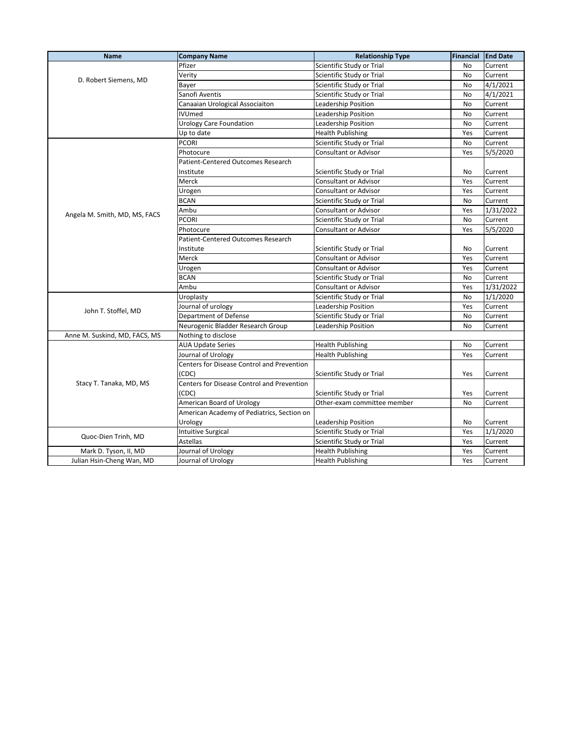| Name | Company Name | Relationship Type | Financial | End Date |
|---|---|---|---|---|
| D. Robert Siemens, MD | Pfizer | Scientific Study or Trial | No | Current |
| | Verity | Scientific Study or Trial | No | Current |
| | Bayer | Scientific Study or Trial | No | 4/1/2021 |
| | Sanofi Aventis | Scientific Study or Trial | No | 4/1/2021 |
| | Canaaian Urological Associaiton | Leadership Position | No | Current |
| | IVUmed | Leadership Position | No | Current |
| | Urology Care Foundation | Leadership Position | No | Current |
| | Up to date | Health Publishing | Yes | Current |
| Angela M. Smith, MD, MS, FACS | PCORI | Scientific Study or Trial | No | Current |
| | Photocure | Consultant or Advisor | Yes | 5/5/2020 |
| | Patient-Centered Outcomes Research Institute | Scientific Study or Trial | No | Current |
| | Merck | Consultant or Advisor | Yes | Current |
| | Urogen | Consultant or Advisor | Yes | Current |
| | BCAN | Scientific Study or Trial | No | Current |
| | Ambu | Consultant or Advisor | Yes | 1/31/2022 |
| | PCORI | Scientific Study or Trial | No | Current |
| | Photocure | Consultant or Advisor | Yes | 5/5/2020 |
| | Patient-Centered Outcomes Research Institute | Scientific Study or Trial | No | Current |
| | Merck | Consultant or Advisor | Yes | Current |
| | Urogen | Consultant or Advisor | Yes | Current |
| | BCAN | Scientific Study or Trial | No | Current |
| | Ambu | Consultant or Advisor | Yes | 1/31/2022 |
| John T. Stoffel, MD | Uroplasty | Scientific Study or Trial | No | 1/1/2020 |
| | Journal of urology | Leadership Position | Yes | Current |
| | Department of Defense | Scientific Study or Trial | No | Current |
| | Neurogenic Bladder Research Group | Leadership Position | No | Current |
| Anne M. Suskind, MD, FACS, MS | Nothing to disclose | | | |
| Stacy T. Tanaka, MD, MS | AUA Update Series | Health Publishing | No | Current |
| | Journal of Urology | Health Publishing | Yes | Current |
| | Centers for Disease Control and Prevention (CDC) | Scientific Study or Trial | Yes | Current |
| | Centers for Disease Control and Prevention (CDC) | Scientific Study or Trial | Yes | Current |
| | American Board of Urology | Other-exam committee member | No | Current |
| | American Academy of Pediatrics, Section on Urology | Leadership Position | No | Current |
| Quoc-Dien Trinh, MD | Intuitive Surgical | Scientific Study or Trial | Yes | 1/1/2020 |
| | Astellas | Scientific Study or Trial | Yes | Current |
| Mark D. Tyson, II, MD | Journal of Urology | Health Publishing | Yes | Current |
| Julian Hsin-Cheng Wan, MD | Journal of Urology | Health Publishing | Yes | Current |